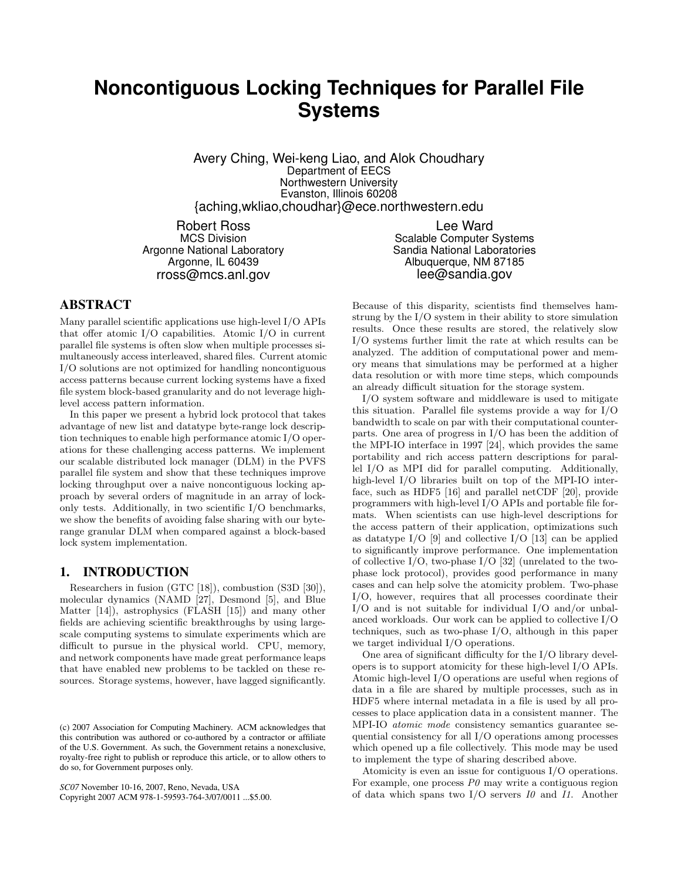# Noncontiguous Locking Techniques for Parallel File Systems

Avery Ching, Wei-keng Liao, and Alok Choudhary
Department of EECS
Northwestern University
Evanston, Illinois 60208
{aching,wkliao,choudhar}@ece.northwestern.edu

Robert Ross
MCS Division
Argonne National Laboratory
Argonne, IL 60439
rross@mcs.anl.gov

Lee Ward
Scalable Computer Systems
Sandia National Laboratories
Albuquerque, NM 87185
lee@sandia.gov

## ABSTRACT

Many parallel scientific applications use high-level I/O APIs that offer atomic I/O capabilities. Atomic I/O in current parallel file systems is often slow when multiple processes simultaneously access interleaved, shared files. Current atomic I/O solutions are not optimized for handling noncontiguous access patterns because current locking systems have a fixed file system block-based granularity and do not leverage high-level access pattern information.

In this paper we present a hybrid lock protocol that takes advantage of new list and datatype byte-range lock description techniques to enable high performance atomic I/O operations for these challenging access patterns. We implement our scalable distributed lock manager (DLM) in the PVFS parallel file system and show that these techniques improve locking throughput over a naive noncontiguous locking approach by several orders of magnitude in an array of lock-only tests. Additionally, in two scientific I/O benchmarks, we show the benefits of avoiding false sharing with our byte-range granular DLM when compared against a block-based lock system implementation.

## 1. INTRODUCTION

Researchers in fusion (GTC [18]), combustion (S3D [30]), molecular dynamics (NAMD [27], Desmond [5], and Blue Matter [14]), astrophysics (FLASH [15]) and many other fields are achieving scientific breakthroughs by using large-scale computing systems to simulate experiments which are difficult to pursue in the physical world. CPU, memory, and network components have made great performance leaps that have enabled new problems to be tackled on these resources. Storage systems, however, have lagged significantly.

(c) 2007 Association for Computing Machinery. ACM acknowledges that this contribution was authored or co-authored by a contractor or affiliate of the U.S. Government. As such, the Government retains a nonexclusive, royalty-free right to publish or reproduce this article, or to allow others to do so, for Government purposes only.

*SC07* November 10-16, 2007, Reno, Nevada, USA
Copyright 2007 ACM 978-1-59593-764-3/07/0011 ...$5.00.

Because of this disparity, scientists find themselves hamstrung by the I/O system in their ability to store simulation results. Once these results are stored, the relatively slow I/O systems further limit the rate at which results can be analyzed. The addition of computational power and memory means that simulations may be performed at a higher data resolution or with more time steps, which compounds an already difficult situation for the storage system.

I/O system software and middleware is used to mitigate this situation. Parallel file systems provide a way for I/O bandwidth to scale on par with their computational counterparts. One area of progress in I/O has been the addition of the MPI-IO interface in 1997 [24], which provides the same portability and rich access pattern descriptions for parallel I/O as MPI did for parallel computing. Additionally, high-level I/O libraries built on top of the MPI-IO interface, such as HDF5 [16] and parallel netCDF [20], provide programmers with high-level I/O APIs and portable file formats. When scientists can use high-level descriptions for the access pattern of their application, optimizations such as datatype I/O [9] and collective I/O [13] can be applied to significantly improve performance. One implementation of collective I/O, two-phase I/O [32] (unrelated to the two-phase lock protocol), provides good performance in many cases and can help solve the atomicity problem. Two-phase I/O, however, requires that all processes coordinate their I/O and is not suitable for individual I/O and/or unbalanced workloads. Our work can be applied to collective I/O techniques, such as two-phase I/O, although in this paper we target individual I/O operations.

One area of significant difficulty for the I/O library developers is to support atomicity for these high-level I/O APIs. Atomic high-level I/O operations are useful when regions of data in a file are shared by multiple processes, such as in HDF5 where internal metadata in a file is used by all processes to place application data in a consistent manner. The MPI-IO *atomic mode* consistency semantics guarantee sequential consistency for all I/O operations among processes which opened up a file collectively. This mode may be used to implement the type of sharing described above.

Atomicity is even an issue for contiguous I/O operations. For example, one process *P0* may write a contiguous region of data which spans two I/O servers *I0* and *I1*. Another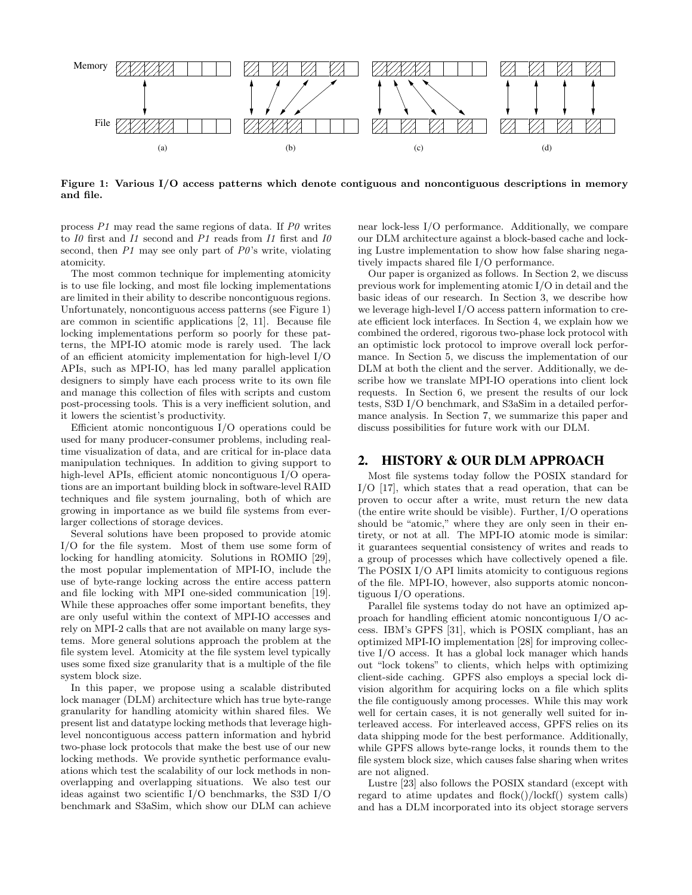Memory

File

(a) (b) (c) (d)

**Figure 1: Various I/O access patterns which denote contiguous and noncontiguous descriptions in memory and file.**

process *P1* may read the same regions of data. If *P0* writes to *I0* first and *I1* second and *P1* reads from *I1* first and *I0* second, then *P1* may see only part of *P0*'s write, violating atomicity.

The most common technique for implementing atomicity is to use file locking, and most file locking implementations are limited in their ability to describe noncontiguous regions. Unfortunately, noncontiguous access patterns (see Figure 1) are common in scientific applications [2, 11]. Because file locking implementations perform so poorly for these patterns, the MPI-IO atomic mode is rarely used. The lack of an efficient atomicity implementation for high-level I/O APIs, such as MPI-IO, has led many parallel application designers to simply have each process write to its own file and manage this collection of files with scripts and custom post-processing tools. This is a very inefficient solution, and it lowers the scientist's productivity.

Efficient atomic noncontiguous I/O operations could be used for many producer-consumer problems, including real-time visualization of data, and are critical for in-place data manipulation techniques. In addition to giving support to high-level APIs, efficient atomic noncontiguous I/O operations are an important building block in software-level RAID techniques and file system journaling, both of which are growing in importance as we build file systems from ever-larger collections of storage devices.

Several solutions have been proposed to provide atomic I/O for the file system. Most of them use some form of locking for handling atomicity. Solutions in ROMIO [29], the most popular implementation of MPI-IO, include the use of byte-range locking across the entire access pattern and file locking with MPI one-sided communication [19]. While these approaches offer some important benefits, they are only useful within the context of MPI-IO accesses and rely on MPI-2 calls that are not available on many large systems. More general solutions approach the problem at the file system level. Atomicity at the file system level typically uses some fixed size granularity that is a multiple of the file system block size.

In this paper, we propose using a scalable distributed lock manager (DLM) architecture which has true byte-range granularity for handling atomicity within shared files. We present list and datatype locking methods that leverage high-level noncontiguous access pattern information and hybrid two-phase lock protocols that make the best use of our new locking methods. We provide synthetic performance evaluations which test the scalability of our lock methods in non-overlapping and overlapping situations. We also test our ideas against two scientific I/O benchmarks, the S3D I/O benchmark and S3aSim, which show our DLM can achieve near lock-less I/O performance. Additionally, we compare our DLM architecture against a block-based cache and locking Lustre implementation to show how false sharing negatively impacts shared file I/O performance.

Our paper is organized as follows. In Section 2, we discuss previous work for implementing atomic I/O in detail and the basic ideas of our research. In Section 3, we describe how we leverage high-level I/O access pattern information to create efficient lock interfaces. In Section 4, we explain how we combined the ordered, rigorous two-phase lock protocol with an optimistic lock protocol to improve overall lock performance. In Section 5, we discuss the implementation of our DLM at both the client and the server. Additionally, we describe how we translate MPI-IO operations into client lock requests. In Section 6, we present the results of our lock tests, S3D I/O benchmark, and S3aSim in a detailed performance analysis. In Section 7, we summarize this paper and discuss possibilities for future work with our DLM.

## 2. HISTORY & OUR DLM APPROACH

Most file systems today follow the POSIX standard for I/O [17], which states that a read operation, that can be proven to occur after a write, must return the new data (the entire write should be visible). Further, I/O operations should be "atomic," where they are only seen in their entirety, or not at all. The MPI-IO atomic mode is similar: it guarantees sequential consistency of writes and reads to a group of processes which have collectively opened a file. The POSIX I/O API limits atomicity to contiguous regions of the file. MPI-IO, however, also supports atomic noncontiguous I/O operations.

Parallel file systems today do not have an optimized approach for handling efficient atomic noncontiguous I/O access. IBM's GPFS [31], which is POSIX compliant, has an optimized MPI-IO implementation [28] for improving collective I/O access. It has a global lock manager which hands out "lock tokens" to clients, which helps with optimizing client-side caching. GPFS also employs a special lock division algorithm for acquiring locks on a file which splits the file contiguously among processes. While this may work well for certain cases, it is not generally well suited for interleaved access. For interleaved access, GPFS relies on its data shipping mode for the best performance. Additionally, while GPFS allows byte-range locks, it rounds them to the file system block size, which causes false sharing when writes are not aligned.

Lustre [23] also follows the POSIX standard (except with regard to atime updates and flock()/lockf() system calls) and has a DLM incorporated into its object storage servers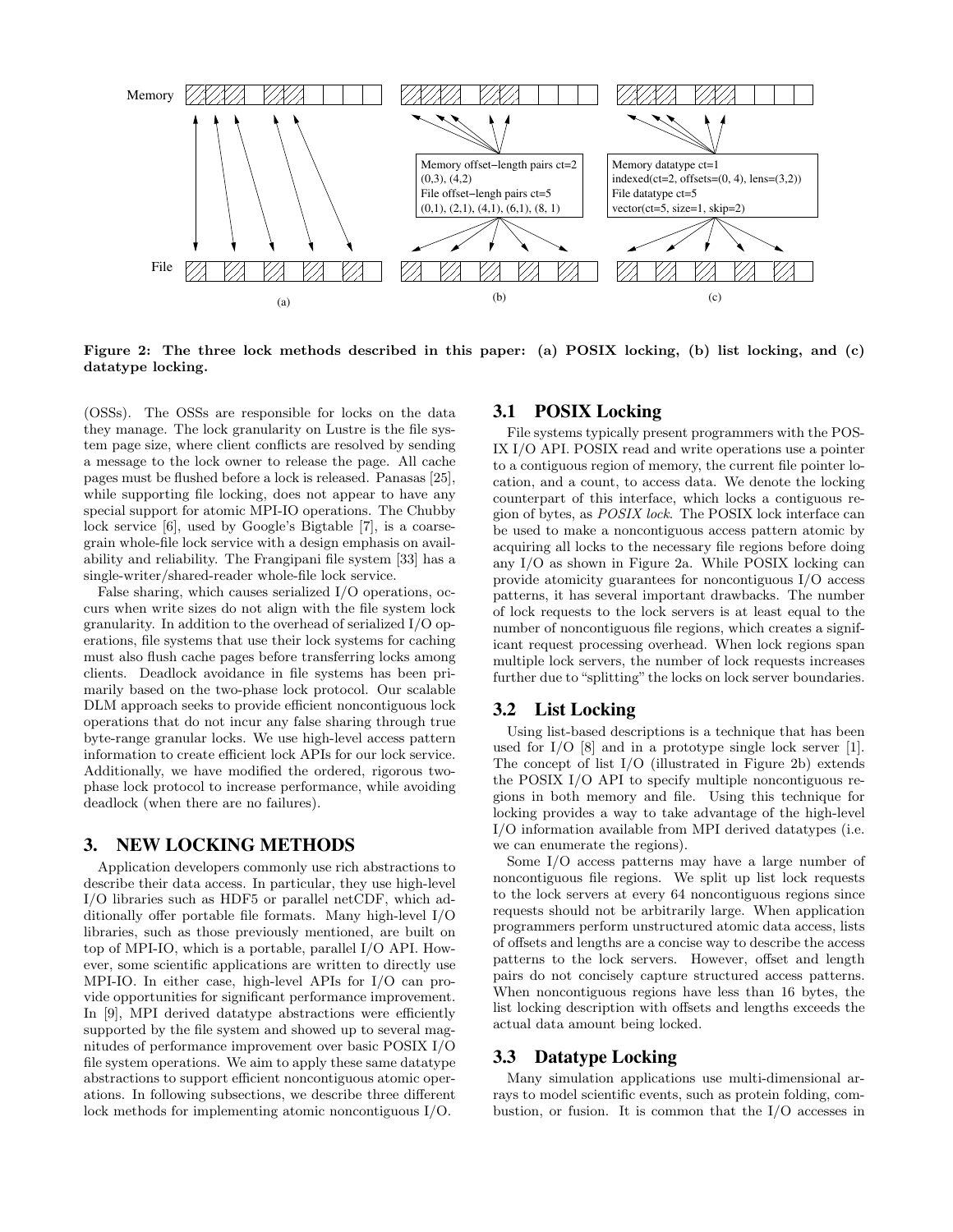Memory

File

Memory offset–length pairs ct=2
(0,3), (4,2)
File offset–lengh pairs ct=5
(0,1), (2,1), (4,1), (6,1), (8, 1)

Memory datatype ct=1
indexed(ct=2, offsets=(0, 4), lens=(3,2))
File datatype ct=5
vector(ct=5, size=1, skip=2)

(a) (b) (c)

**Figure 2: The three lock methods described in this paper: (a) POSIX locking, (b) list locking, and (c) datatype locking.**

(OSSs). The OSSs are responsible for locks on the data they manage. The lock granularity on Lustre is the file system page size, where client conflicts are resolved by sending a message to the lock owner to release the page. All cache pages must be flushed before a lock is released. Panasas [25], while supporting file locking, does not appear to have any special support for atomic MPI-IO operations. The Chubby lock service [6], used by Google's Bigtable [7], is a coarse-grain whole-file lock service with a design emphasis on availability and reliability. The Frangipani file system [33] has a single-writer/shared-reader whole-file lock service.

False sharing, which causes serialized I/O operations, occurs when write sizes do not align with the file system lock granularity. In addition to the overhead of serialized I/O operations, file systems that use their lock systems for caching must also flush cache pages before transferring locks among clients. Deadlock avoidance in file systems has been primarily based on the two-phase lock protocol. Our scalable DLM approach seeks to provide efficient noncontiguous lock operations that do not incur any false sharing through true byte-range granular locks. We use high-level access pattern information to create efficient lock APIs for our lock service. Additionally, we have modified the ordered, rigorous two-phase lock protocol to increase performance, while avoiding deadlock (when there are no failures).

# 3. NEW LOCKING METHODS

Application developers commonly use rich abstractions to describe their data access. In particular, they use high-level I/O libraries such as HDF5 or parallel netCDF, which additionally offer portable file formats. Many high-level I/O libraries, such as those previously mentioned, are built on top of MPI-IO, which is a portable, parallel I/O API. However, some scientific applications are written to directly use MPI-IO. In either case, high-level APIs for I/O can provide opportunities for significant performance improvement. In [9], MPI derived datatype abstractions were efficiently supported by the file system and showed up to several magnitudes of performance improvement over basic POSIX I/O file system operations. We aim to apply these same datatype abstractions to support efficient noncontiguous atomic operations. In following subsections, we describe three different lock methods for implementing atomic noncontiguous I/O.

## 3.1 POSIX Locking

File systems typically present programmers with the POSIX I/O API. POSIX read and write operations use a pointer to a contiguous region of memory, the current file pointer location, and a count, to access data. We denote the locking counterpart of this interface, which locks a contiguous region of bytes, as *POSIX lock*. The POSIX lock interface can be used to make a noncontiguous access pattern atomic by acquiring all locks to the necessary file regions before doing any I/O as shown in Figure 2a. While POSIX locking can provide atomicity guarantees for noncontiguous I/O access patterns, it has several important drawbacks. The number of lock requests to the lock servers is at least equal to the number of noncontiguous file regions, which creates a significant request processing overhead. When lock regions span multiple lock servers, the number of lock requests increases further due to "splitting" the locks on lock server boundaries.

## 3.2 List Locking

Using list-based descriptions is a technique that has been used for I/O [8] and in a prototype single lock server [1]. The concept of list I/O (illustrated in Figure 2b) extends the POSIX I/O API to specify multiple noncontiguous regions in both memory and file. Using this technique for locking provides a way to take advantage of the high-level I/O information available from MPI derived datatypes (i.e. we can enumerate the regions).

Some I/O access patterns may have a large number of noncontiguous file regions. We split up list lock requests to the lock servers at every 64 noncontiguous regions since requests should not be arbitrarily large. When application programmers perform unstructured atomic data access, lists of offsets and lengths are a concise way to describe the access patterns to the lock servers. However, offset and length pairs do not concisely capture structured access patterns. When noncontiguous regions have less than 16 bytes, the list locking description with offsets and lengths exceeds the actual data amount being locked.

## 3.3 Datatype Locking

Many simulation applications use multi-dimensional arrays to model scientific events, such as protein folding, combustion, or fusion. It is common that the I/O accesses in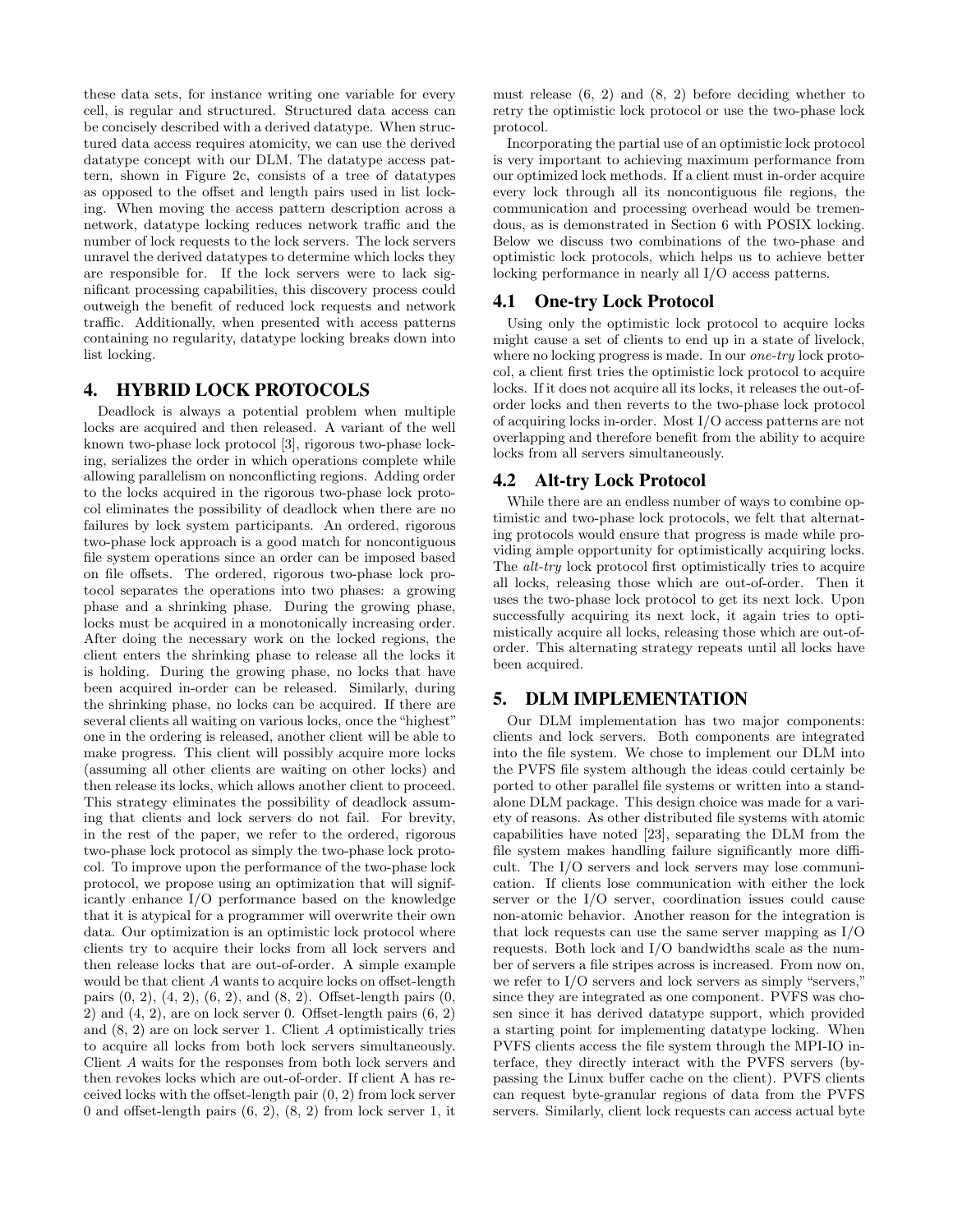these data sets, for instance writing one variable for every cell, is regular and structured. Structured data access can be concisely described with a derived datatype. When structured data access requires atomicity, we can use the derived datatype concept with our DLM. The datatype access pattern, shown in Figure 2c, consists of a tree of datatypes as opposed to the offset and length pairs used in list locking. When moving the access pattern description across a network, datatype locking reduces network traffic and the number of lock requests to the lock servers. The lock servers unravel the derived datatypes to determine which locks they are responsible for. If the lock servers were to lack significant processing capabilities, this discovery process could outweigh the benefit of reduced lock requests and network traffic. Additionally, when presented with access patterns containing no regularity, datatype locking breaks down into list locking.

# 4. HYBRID LOCK PROTOCOLS

Deadlock is always a potential problem when multiple locks are acquired and then released. A variant of the well known two-phase lock protocol [3], rigorous two-phase locking, serializes the order in which operations complete while allowing parallelism on nonconflicting regions. Adding order to the locks acquired in the rigorous two-phase lock protocol eliminates the possibility of deadlock when there are no failures by lock system participants. An ordered, rigorous two-phase lock approach is a good match for noncontiguous file system operations since an order can be imposed based on file offsets. The ordered, rigorous two-phase lock protocol separates the operations into two phases: a growing phase and a shrinking phase. During the growing phase, locks must be acquired in a monotonically increasing order. After doing the necessary work on the locked regions, the client enters the shrinking phase to release all the locks it is holding. During the growing phase, no locks that have been acquired in-order can be released. Similarly, during the shrinking phase, no locks can be acquired. If there are several clients all waiting on various locks, once the "highest" one in the ordering is released, another client will be able to make progress. This client will possibly acquire more locks (assuming all other clients are waiting on other locks) and then release its locks, which allows another client to proceed. This strategy eliminates the possibility of deadlock assuming that clients and lock servers do not fail. For brevity, in the rest of the paper, we refer to the ordered, rigorous two-phase lock protocol as simply the two-phase lock protocol. To improve upon the performance of the two-phase lock protocol, we propose using an optimization that will significantly enhance I/O performance based on the knowledge that it is atypical for a programmer will overwrite their own data. Our optimization is an optimistic lock protocol where clients try to acquire their locks from all lock servers and then release locks that are out-of-order. A simple example would be that client *A* wants to acquire locks on offset-length pairs (0, 2), (4, 2), (6, 2), and (8, 2). Offset-length pairs (0, 2) and (4, 2), are on lock server 0. Offset-length pairs (6, 2) and (8, 2) are on lock server 1. Client *A* optimistically tries to acquire all locks from both lock servers simultaneously. Client *A* waits for the responses from both lock servers and then revokes locks which are out-of-order. If client A has received locks with the offset-length pair (0, 2) from lock server 0 and offset-length pairs (6, 2), (8, 2) from lock server 1, it must release (6, 2) and (8, 2) before deciding whether to retry the optimistic lock protocol or use the two-phase lock protocol.

Incorporating the partial use of an optimistic lock protocol is very important to achieving maximum performance from our optimized lock methods. If a client must in-order acquire every lock through all its noncontiguous file regions, the communication and processing overhead would be tremendous, as is demonstrated in Section 6 with POSIX locking. Below we discuss two combinations of the two-phase and optimistic lock protocols, which helps us to achieve better locking performance in nearly all I/O access patterns.

## 4.1 One-try Lock Protocol

Using only the optimistic lock protocol to acquire locks might cause a set of clients to end up in a state of livelock, where no locking progress is made. In our *one-try* lock protocol, a client first tries the optimistic lock protocol to acquire locks. If it does not acquire all its locks, it releases the out-of-order locks and then reverts to the two-phase lock protocol of acquiring locks in-order. Most I/O access patterns are not overlapping and therefore benefit from the ability to acquire locks from all servers simultaneously.

## 4.2 Alt-try Lock Protocol

While there are an endless number of ways to combine optimistic and two-phase lock protocols, we felt that alternating protocols would ensure that progress is made while providing ample opportunity for optimistically acquiring locks. The *alt-try* lock protocol first optimistically tries to acquire all locks, releasing those which are out-of-order. Then it uses the two-phase lock protocol to get its next lock. Upon successfully acquiring its next lock, it again tries to optimistically acquire all locks, releasing those which are out-of-order. This alternating strategy repeats until all locks have been acquired.

# 5. DLM IMPLEMENTATION

Our DLM implementation has two major components: clients and lock servers. Both components are integrated into the file system. We chose to implement our DLM into the PVFS file system although the ideas could certainly be ported to other parallel file systems or written into a standalone DLM package. This design choice was made for a variety of reasons. As other distributed file systems with atomic capabilities have noted [23], separating the DLM from the file system makes handling failure significantly more difficult. The I/O servers and lock servers may lose communication. If clients lose communication with either the lock server or the I/O server, coordination issues could cause non-atomic behavior. Another reason for the integration is that lock requests can use the same server mapping as I/O requests. Both lock and I/O bandwidths scale as the number of servers a file stripes across is increased. From now on, we refer to I/O servers and lock servers as simply "servers," since they are integrated as one component. PVFS was chosen since it has derived datatype support, which provided a starting point for implementing datatype locking. When PVFS clients access the file system through the MPI-IO interface, they directly interact with the PVFS servers (bypassing the Linux buffer cache on the client). PVFS clients can request byte-granular regions of data from the PVFS servers. Similarly, client lock requests can access actual byte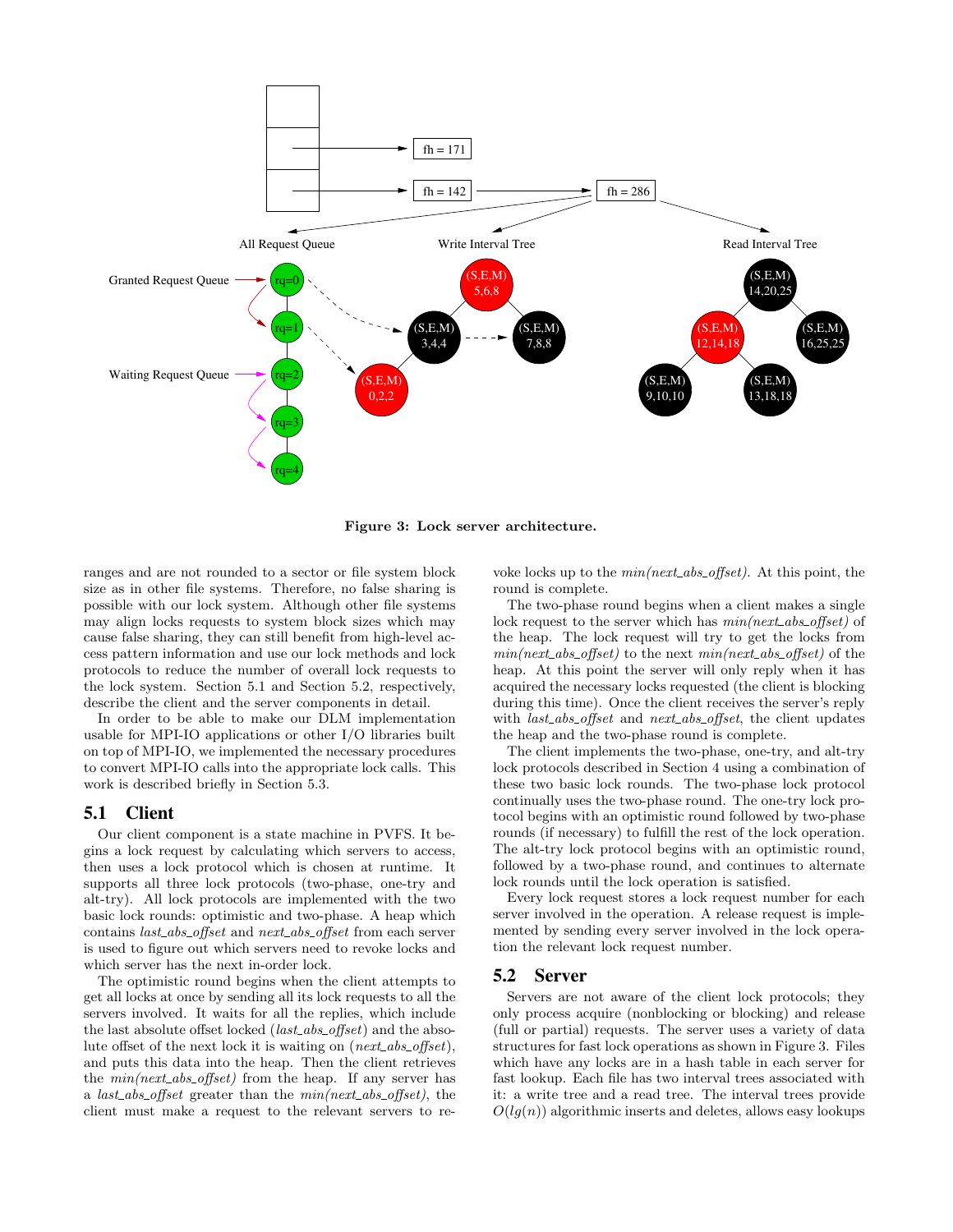Figure 3: Lock server architecture.

ranges and are not rounded to a sector or file system block size as in other file systems. Therefore, no false sharing is possible with our lock system. Although other file systems may align locks requests to system block sizes which may cause false sharing, they can still benefit from high-level access pattern information and use our lock methods and lock protocols to reduce the number of overall lock requests to the lock system. Section 5.1 and Section 5.2, respectively, describe the client and the server components in detail.

In order to be able to make our DLM implementation usable for MPI-IO applications or other I/O libraries built on top of MPI-IO, we implemented the necessary procedures to convert MPI-IO calls into the appropriate lock calls. This work is described briefly in Section 5.3.

## 5.1 Client

Our client component is a state machine in PVFS. It begins a lock request by calculating which servers to access, then uses a lock protocol which is chosen at runtime. It supports all three lock protocols (two-phase, one-try and alt-try). All lock protocols are implemented with the two basic lock rounds: optimistic and two-phase. A heap which contains *last_abs_offset* and *next_abs_offset* from each server is used to figure out which servers need to revoke locks and which server has the next in-order lock.

The optimistic round begins when the client attempts to get all locks at once by sending all its lock requests to all the servers involved. It waits for all the replies, which include the last absolute offset locked (*last_abs_offset*) and the absolute offset of the next lock it is waiting on (*next_abs_offset*), and puts this data into the heap. Then the client retrieves the *min(next_abs_offset)* from the heap. If any server has a *last_abs_offset* greater than the *min(next_abs_offset)*, the client must make a request to the relevant servers to revoke locks up to the *min(next_abs_offset)*. At this point, the round is complete.

The two-phase round begins when a client makes a single lock request to the server which has *min(next_abs_offset)* of the heap. The lock request will try to get the locks from *min(next_abs_offset)* to the next *min(next_abs_offset)* of the heap. At this point the server will only reply when it has acquired the necessary locks requested (the client is blocking during this time). Once the client receives the server's reply with *last_abs_offset* and *next_abs_offset*, the client updates the heap and the two-phase round is complete.

The client implements the two-phase, one-try, and alt-try lock protocols described in Section 4 using a combination of these two basic lock rounds. The two-phase lock protocol continually uses the two-phase round. The one-try lock protocol begins with an optimistic round followed by two-phase rounds (if necessary) to fulfill the rest of the lock operation. The alt-try lock protocol begins with an optimistic round, followed by a two-phase round, and continues to alternate lock rounds until the lock operation is satisfied.

Every lock request stores a lock request number for each server involved in the operation. A release request is implemented by sending every server involved in the lock operation the relevant lock request number.

## 5.2 Server

Servers are not aware of the client lock protocols; they only process acquire (nonblocking or blocking) and release (full or partial) requests. The server uses a variety of data structures for fast lock operations as shown in Figure 3. Files which have any locks are in a hash table in each server for fast lookup. Each file has two interval trees associated with it: a write tree and a read tree. The interval trees provide $O(lg(n))$ algorithmic inserts and deletes, allows easy lookups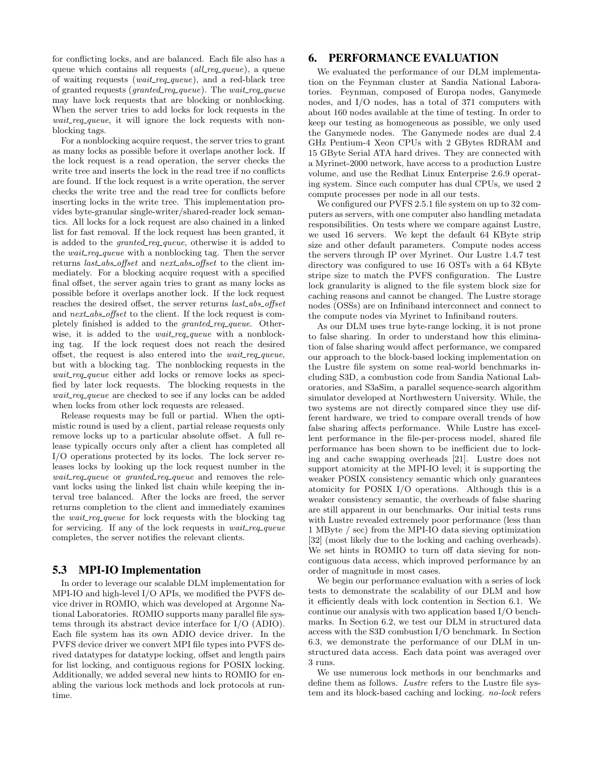for conflicting locks, and are balanced. Each file also has a queue which contains all requests (*all_req_queue*), a queue of waiting requests (*wait_req_queue*), and a red-black tree of granted requests (*granted_req_queue*). The *wait_req_queue* may have lock requests that are blocking or nonblocking. When the server tries to add locks for lock requests in the *wait_req_queue*, it will ignore the lock requests with nonblocking tags.

For a nonblocking acquire request, the server tries to grant as many locks as possible before it overlaps another lock. If the lock request is a read operation, the server checks the write tree and inserts the lock in the read tree if no conflicts are found. If the lock request is a write operation, the server checks the write tree and the read tree for conflicts before inserting locks in the write tree. This implementation provides byte-granular single-writer/shared-reader lock semantics. All locks for a lock request are also chained in a linked list for fast removal. If the lock request has been granted, it is added to the *granted_req_queue*, otherwise it is added to the *wait_req_queue* with a nonblocking tag. Then the server returns *last_abs_offset* and *next_abs_offset* to the client immediately. For a blocking acquire request with a specified final offset, the server again tries to grant as many locks as possible before it overlaps another lock. If the lock request reaches the desired offset, the server returns *last_abs_offset* and *next_abs_offset* to the client. If the lock request is completely finished is added to the *granted_req_queue*. Otherwise, it is added to the *wait_req_queue* with a nonblocking tag. If the lock request does not reach the desired offset, the request is also entered into the *wait_req_queue*, but with a blocking tag. The nonblocking requests in the *wait_req_queue* either add locks or remove locks as specified by later lock requests. The blocking requests in the *wait_req_queue* are checked to see if any locks can be added when locks from other lock requests are released.

Release requests may be full or partial. When the optimistic round is used by a client, partial release requests only remove locks up to a particular absolute offset. A full release typically occurs only after a client has completed all I/O operations protected by its locks. The lock server releases locks by looking up the lock request number in the *wait_req_queue* or *granted_req_queue* and removes the relevant locks using the linked list chain while keeping the interval tree balanced. After the locks are freed, the server returns completion to the client and immediately examines the *wait_req_queue* for lock requests with the blocking tag for servicing. If any of the lock requests in *wait_req_queue* completes, the server notifies the relevant clients.

### 5.3 MPI-IO Implementation

In order to leverage our scalable DLM implementation for MPI-IO and high-level I/O APIs, we modified the PVFS device driver in ROMIO, which was developed at Argonne National Laboratories. ROMIO supports many parallel file systems through its abstract device interface for I/O (ADIO). Each file system has its own ADIO device driver. In the PVFS device driver we convert MPI file types into PVFS derived datatypes for datatype locking, offset and length pairs for list locking, and contiguous regions for POSIX locking. Additionally, we added several new hints to ROMIO for enabling the various lock methods and lock protocols at runtime.

## 6. PERFORMANCE EVALUATION

We evaluated the performance of our DLM implementation on the Feynman cluster at Sandia National Laboratories. Feynman, composed of Europa nodes, Ganymede nodes, and I/O nodes, has a total of 371 computers with about 160 nodes available at the time of testing. In order to keep our testing as homogeneous as possible, we only used the Ganymede nodes. The Ganymede nodes are dual 2.4 GHz Pentium-4 Xeon CPUs with 2 GBytes RDRAM and 15 GByte Serial ATA hard drives. They are connected with a Myrinet-2000 network, have access to a production Lustre volume, and use the Redhat Linux Enterprise 2.6.9 operating system. Since each computer has dual CPUs, we used 2 compute processes per node in all our tests.

We configured our PVFS 2.5.1 file system on up to 32 computers as servers, with one computer also handling metadata responsibilities. On tests where we compare against Lustre, we used 16 servers. We kept the default 64 KByte strip size and other default parameters. Compute nodes access the servers through IP over Myrinet. Our Lustre 1.4.7 test directory was configured to use 16 OSTs with a 64 KByte stripe size to match the PVFS configuration. The Lustre lock granularity is aligned to the file system block size for caching reasons and cannot be changed. The Lustre storage nodes (OSSs) are on Infiniband interconnect and connect to the compute nodes via Myrinet to Infiniband routers.

As our DLM uses true byte-range locking, it is not prone to false sharing. In order to understand how this elimination of false sharing would affect performance, we compared our approach to the block-based locking implementation on the Lustre file system on some real-world benchmarks including S3D, a combustion code from Sandia National Laboratories, and S3aSim, a parallel sequence-search algorithm simulator developed at Northwestern University. While, the two systems are not directly compared since they use different hardware, we tried to compare overall trends of how false sharing affects performance. While Lustre has excellent performance in the file-per-process model, shared file performance has been shown to be inefficient due to locking and cache swapping overheads [21]. Lustre does not support atomicity at the MPI-IO level; it is supporting the weaker POSIX consistency semantic which only guarantees atomicity for POSIX I/O operations. Although this is a weaker consistency semantic, the overheads of false sharing are still apparent in our benchmarks. Our initial tests runs with Lustre revealed extremely poor performance (less than 1 MByte / sec) from the MPI-IO data sieving optimization [32] (most likely due to the locking and caching overheads). We set hints in ROMIO to turn off data sieving for noncontiguous data access, which improved performance by an order of magnitude in most cases.

We begin our performance evaluation with a series of lock tests to demonstrate the scalability of our DLM and how it efficiently deals with lock contention in Section 6.1. We continue our analysis with two application based I/O benchmarks. In Section 6.2, we test our DLM in structured data access with the S3D combustion I/O benchmark. In Section 6.3, we demonstrate the performance of our DLM in unstructured data access. Each data point was averaged over 3 runs.

We use numerous lock methods in our benchmarks and define them as follows. *Lustre* refers to the Lustre file system and its block-based caching and locking. *no-lock* refers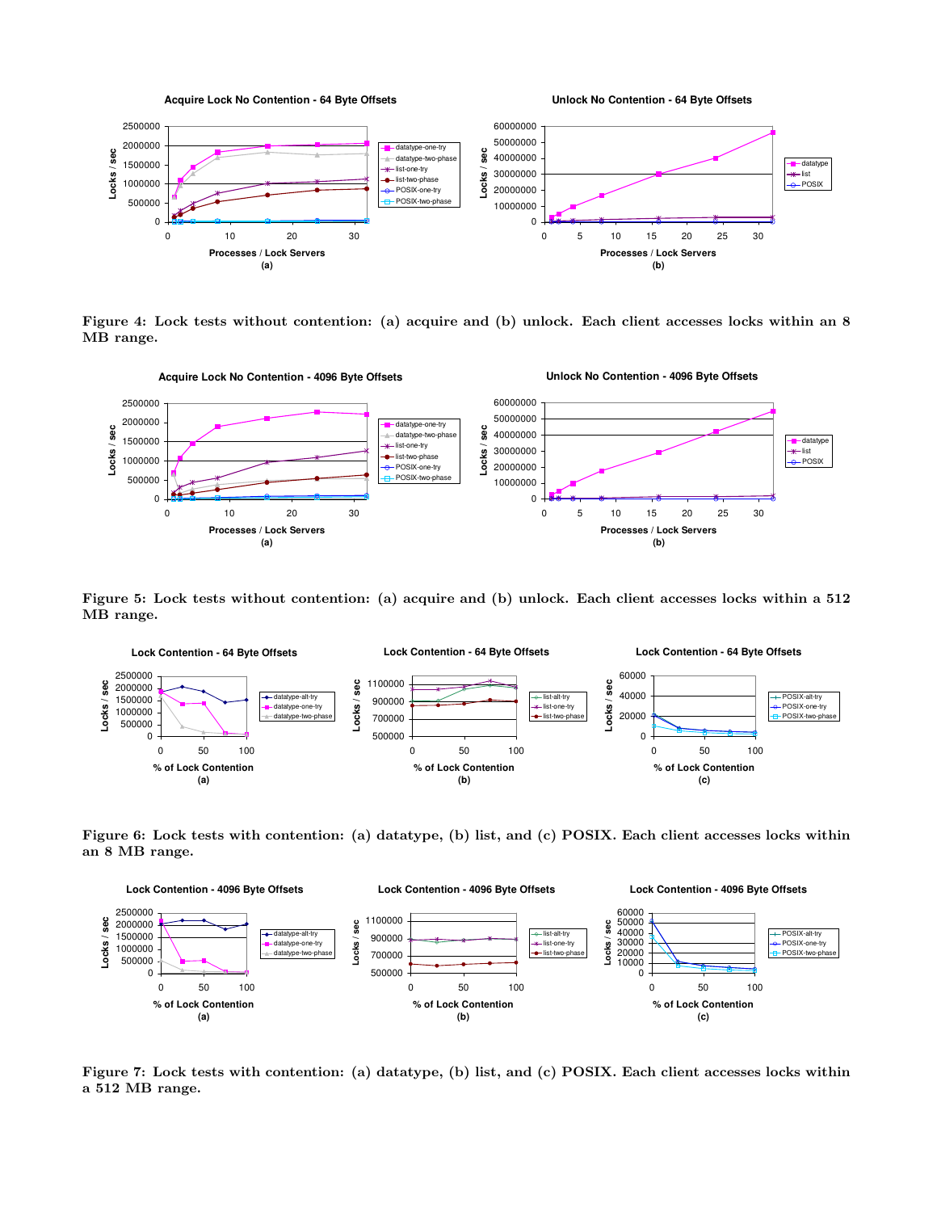Figure 4: Lock tests without contention: (a) acquire and (b) unlock. Each client accesses locks within an 8 MB range.

Figure 5: Lock tests without contention: (a) acquire and (b) unlock. Each client accesses locks within a 512 MB range.

Figure 6: Lock tests with contention: (a) datatype, (b) list, and (c) POSIX. Each client accesses locks within an 8 MB range.

Figure 7: Lock tests with contention: (a) datatype, (b) list, and (c) POSIX. Each client accesses locks within a 512 MB range.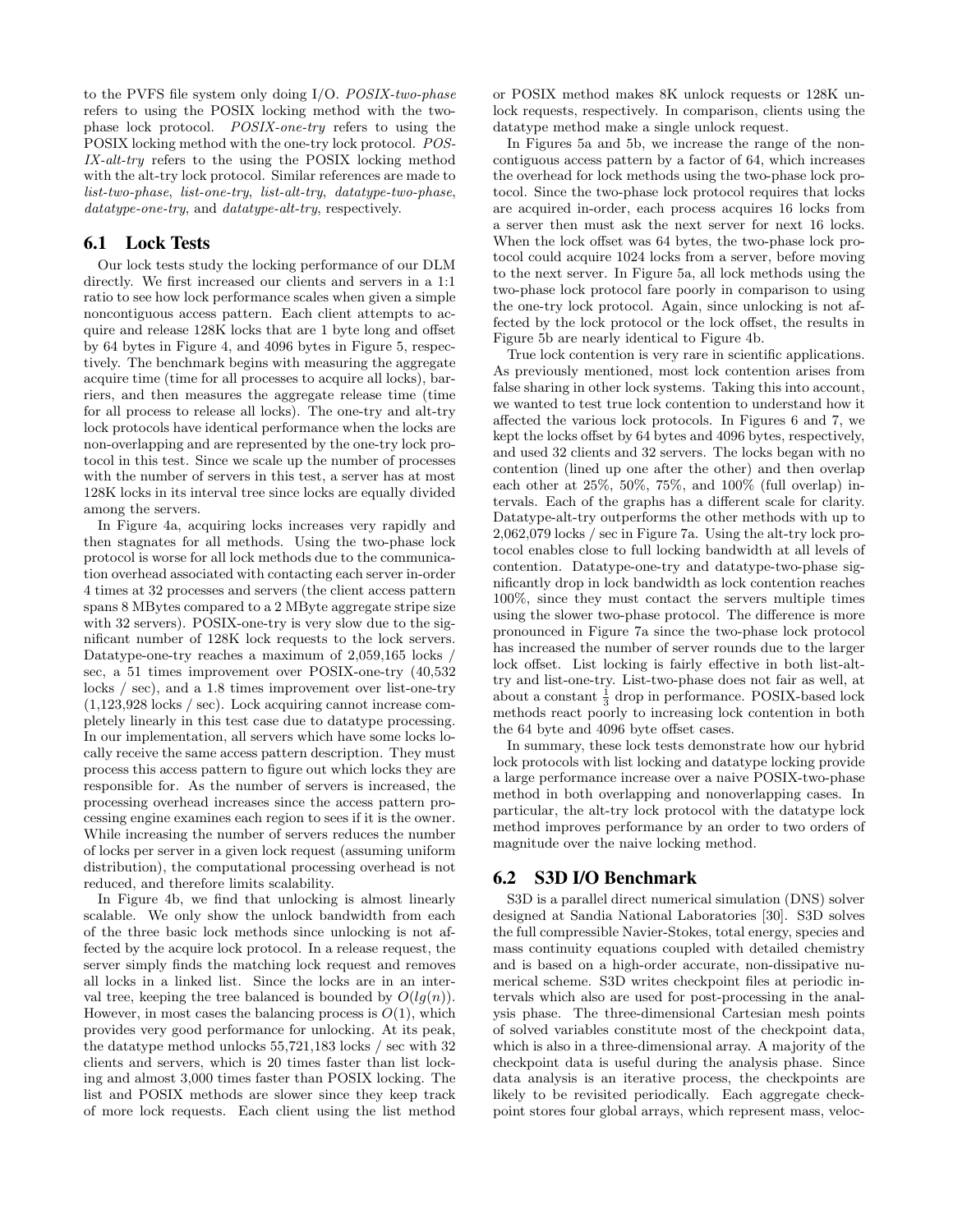to the PVFS file system only doing I/O. *POSIX-two-phase* refers to using the POSIX locking method with the two-phase lock protocol. *POSIX-one-try* refers to using the POSIX locking method with the one-try lock protocol. *POSIX-alt-try* refers to the using the POSIX locking method with the alt-try lock protocol. Similar references are made to *list-two-phase*, *list-one-try*, *list-alt-try*, *datatype-two-phase*, *datatype-one-try*, and *datatype-alt-try*, respectively.

## 6.1 Lock Tests

Our lock tests study the locking performance of our DLM directly. We first increased our clients and servers in a 1:1 ratio to see how lock performance scales when given a simple noncontiguous access pattern. Each client attempts to acquire and release 128K locks that are 1 byte long and offset by 64 bytes in Figure 4, and 4096 bytes in Figure 5, respectively. The benchmark begins with measuring the aggregate acquire time (time for all processes to acquire all locks), barriers, and then measures the aggregate release time (time for all process to release all locks). The one-try and alt-try lock protocols have identical performance when the locks are non-overlapping and are represented by the one-try lock protocol in this test. Since we scale up the number of processes with the number of servers in this test, a server has at most 128K locks in its interval tree since locks are equally divided among the servers.

In Figure 4a, acquiring locks increases very rapidly and then stagnates for all methods. Using the two-phase lock protocol is worse for all lock methods due to the communication overhead associated with contacting each server in-order 4 times at 32 processes and servers (the client access pattern spans 8 MBytes compared to a 2 MByte aggregate stripe size with 32 servers). POSIX-one-try is very slow due to the significant number of 128K lock requests to the lock servers. Datatype-one-try reaches a maximum of 2,059,165 locks / sec, a 51 times improvement over POSIX-one-try (40,532 locks / sec), and a 1.8 times improvement over list-one-try (1,123,928 locks / sec). Lock acquiring cannot increase completely linearly in this test case due to datatype processing. In our implementation, all servers which have some locks locally receive the same access pattern description. They must process this access pattern to figure out which locks they are responsible for. As the number of servers is increased, the processing overhead increases since the access pattern processing engine examines each region to sees if it is the owner. While increasing the number of servers reduces the number of locks per server in a given lock request (assuming uniform distribution), the computational processing overhead is not reduced, and therefore limits scalability.

In Figure 4b, we find that unlocking is almost linearly scalable. We only show the unlock bandwidth from each of the three basic lock methods since unlocking is not affected by the acquire lock protocol. In a release request, the server simply finds the matching lock request and removes all locks in a linked list. Since the locks are in an interval tree, keeping the tree balanced is bounded by $O(lg(n))$. However, in most cases the balancing process is $O(1)$, which provides very good performance for unlocking. At its peak, the datatype method unlocks 55,721,183 locks / sec with 32 clients and servers, which is 20 times faster than list locking and almost 3,000 times faster than POSIX locking. The list and POSIX methods are slower since they keep track of more lock requests. Each client using the list method or POSIX method makes 8K unlock requests or 128K unlock requests, respectively. In comparison, clients using the datatype method make a single unlock request.

In Figures 5a and 5b, we increase the range of the noncontiguous access pattern by a factor of 64, which increases the overhead for lock methods using the two-phase lock protocol. Since the two-phase lock protocol requires that locks are acquired in-order, each process acquires 16 locks from a server then must ask the next server for next 16 locks. When the lock offset was 64 bytes, the two-phase lock protocol could acquire 1024 locks from a server, before moving to the next server. In Figure 5a, all lock methods using the two-phase lock protocol fare poorly in comparison to using the one-try lock protocol. Again, since unlocking is not affected by the lock protocol or the lock offset, the results in Figure 5b are nearly identical to Figure 4b.

True lock contention is very rare in scientific applications. As previously mentioned, most lock contention arises from false sharing in other lock systems. Taking this into account, we wanted to test true lock contention to understand how it affected the various lock protocols. In Figures 6 and 7, we kept the locks offset by 64 bytes and 4096 bytes, respectively, and used 32 clients and 32 servers. The locks began with no contention (lined up one after the other) and then overlap each other at 25%, 50%, 75%, and 100% (full overlap) intervals. Each of the graphs has a different scale for clarity. Datatype-alt-try outperforms the other methods with up to 2,062,079 locks / sec in Figure 7a. Using the alt-try lock protocol enables close to full locking bandwidth at all levels of contention. Datatype-one-try and datatype-two-phase significantly drop in lock bandwidth as lock contention reaches 100%, since they must contact the servers multiple times using the slower two-phase protocol. The difference is more pronounced in Figure 7a since the two-phase lock protocol has increased the number of server rounds due to the larger lock offset. List locking is fairly effective in both list-alt-try and list-one-try. List-two-phase does not fair as well, at about a constant $\frac{1}{3}$ drop in performance. POSIX-based lock methods react poorly to increasing lock contention in both the 64 byte and 4096 byte offset cases.

In summary, these lock tests demonstrate how our hybrid lock protocols with list locking and datatype locking provide a large performance increase over a naive POSIX-two-phase method in both overlapping and nonoverlapping cases. In particular, the alt-try lock protocol with the datatype lock method improves performance by an order to two orders of magnitude over the naive locking method.

## 6.2 S3D I/O Benchmark

S3D is a parallel direct numerical simulation (DNS) solver designed at Sandia National Laboratories [30]. S3D solves the full compressible Navier-Stokes, total energy, species and mass continuity equations coupled with detailed chemistry and is based on a high-order accurate, non-dissipative numerical scheme. S3D writes checkpoint files at periodic intervals which also are used for post-processing in the analysis phase. The three-dimensional Cartesian mesh points of solved variables constitute most of the checkpoint data, which is also in a three-dimensional array. A majority of the checkpoint data is useful during the analysis phase. Since data analysis is an iterative process, the checkpoints are likely to be revisited periodically. Each aggregate checkpoint stores four global arrays, which represent mass, veloc-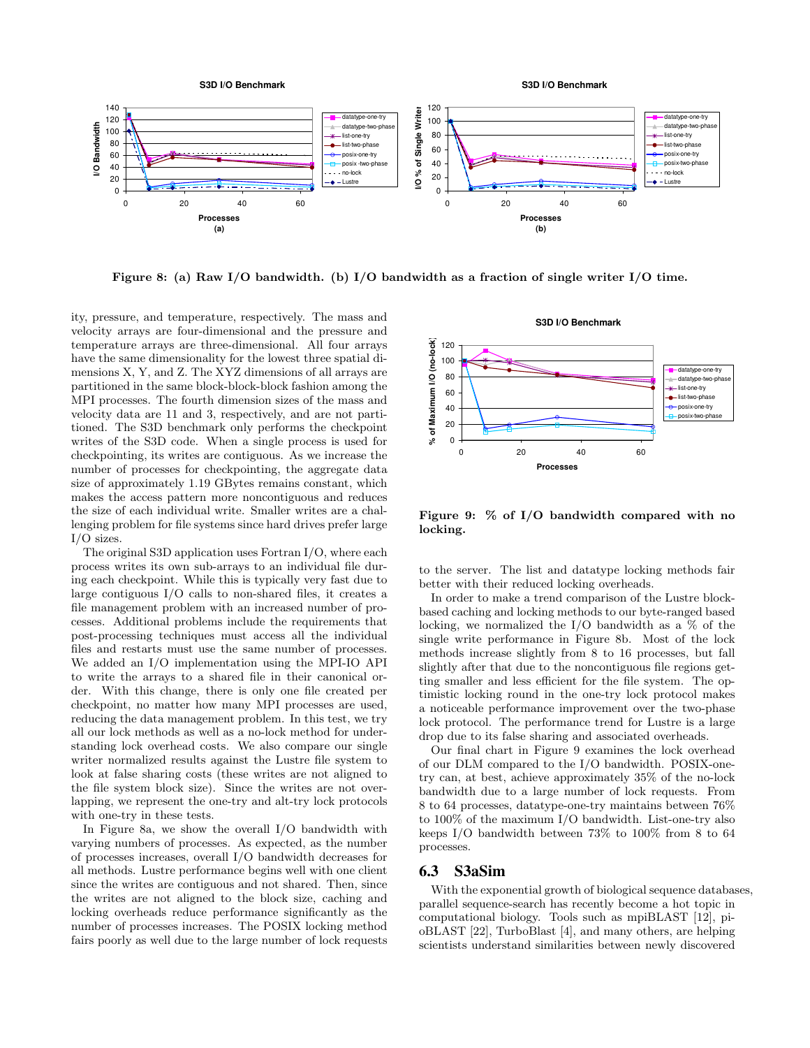Figure 8: (a) Raw I/O bandwidth. (b) I/O bandwidth as a fraction of single writer I/O time.

ity, pressure, and temperature, respectively. The mass and velocity arrays are four-dimensional and the pressure and temperature arrays are three-dimensional. All four arrays have the same dimensionality for the lowest three spatial dimensions X, Y, and Z. The XYZ dimensions of all arrays are partitioned in the same block-block-block fashion among the MPI processes. The fourth dimension sizes of the mass and velocity data are 11 and 3, respectively, and are not partitioned. The S3D benchmark only performs the checkpoint writes of the S3D code. When a single process is used for checkpointing, its writes are contiguous. As we increase the number of processes for checkpointing, the aggregate data size of approximately 1.19 GBytes remains constant, which makes the access pattern more noncontiguous and reduces the size of each individual write. Smaller writes are a challenging problem for file systems since hard drives prefer large I/O sizes.

The original S3D application uses Fortran I/O, where each process writes its own sub-arrays to an individual file during each checkpoint. While this is typically very fast due to large contiguous I/O calls to non-shared files, it creates a file management problem with an increased number of processes. Additional problems include the requirements that post-processing techniques must access all the individual files and restarts must use the same number of processes. We added an I/O implementation using the MPI-IO API to write the arrays to a shared file in their canonical order. With this change, there is only one file created per checkpoint, no matter how many MPI processes are used, reducing the data management problem. In this test, we try all our lock methods as well as a no-lock method for understanding lock overhead costs. We also compare our single writer normalized results against the Lustre file system to look at false sharing costs (these writes are not aligned to the file system block size). Since the writes are not overlapping, we represent the one-try and alt-try lock protocols with one-try in these tests.

In Figure 8a, we show the overall I/O bandwidth with varying numbers of processes. As expected, as the number of processes increases, overall I/O bandwidth decreases for all methods. Lustre performance begins well with one client since the writes are contiguous and not shared. Then, since the writes are not aligned to the block size, caching and locking overheads reduce performance significantly as the number of processes increases. The POSIX locking method fairs poorly as well due to the large number of lock requests to the server. The list and datatype locking methods fair better with their reduced locking overheads.

Figure 9: % of I/O bandwidth compared with no locking.

In order to make a trend comparison of the Lustre block-based caching and locking methods to our byte-ranged based locking, we normalized the I/O bandwidth as a % of the single write performance in Figure 8b. Most of the lock methods increase slightly from 8 to 16 processes, but fall slightly after that due to the noncontiguous file regions getting smaller and less efficient for the file system. The optimistic locking round in the one-try lock protocol makes a noticeable performance improvement over the two-phase lock protocol. The performance trend for Lustre is a large drop due to its false sharing and associated overheads.

Our final chart in Figure 9 examines the lock overhead of our DLM compared to the I/O bandwidth. POSIX-one-try can, at best, achieve approximately 35% of the no-lock bandwidth due to a large number of lock requests. From 8 to 64 processes, datatype-one-try maintains between 76% to 100% of the maximum I/O bandwidth. List-one-try also keeps I/O bandwidth between 73% to 100% from 8 to 64 processes.

## 6.3 S3aSim

With the exponential growth of biological sequence databases, parallel sequence-search has recently become a hot topic in computational biology. Tools such as mpiBLAST [12], pioBLAST [22], TurboBlast [4], and many others, are helping scientists understand similarities between newly discovered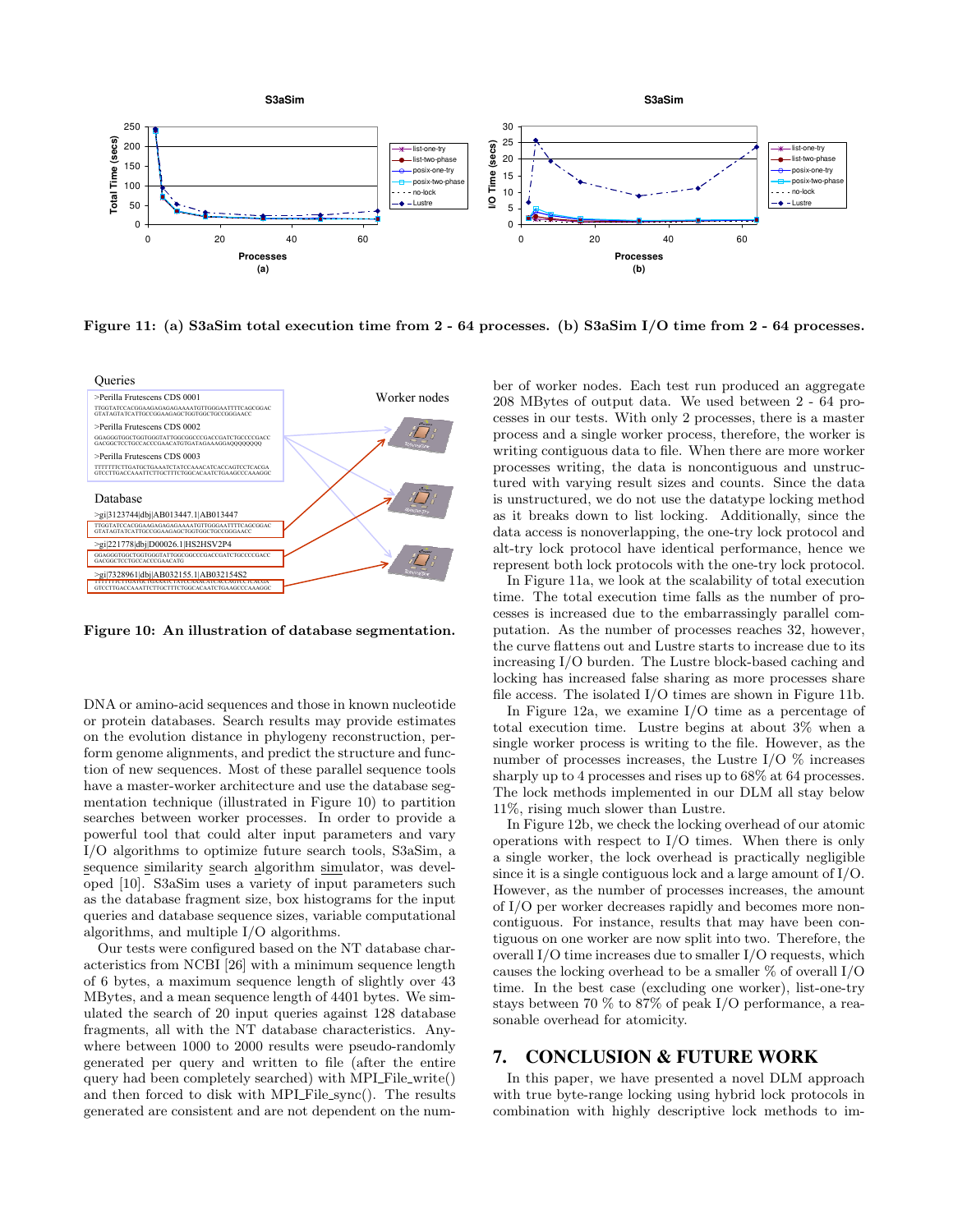Figure 11: (a) S3aSim total execution time from 2 - 64 processes. (b) S3aSim I/O time from 2 - 64 processes.

Figure 10: An illustration of database segmentation.

DNA or amino-acid sequences and those in known nucleotide or protein databases. Search results may provide estimates on the evolution distance in phylogeny reconstruction, perform genome alignments, and predict the structure and function of new sequences. Most of these parallel sequence tools have a master-worker architecture and use the database segmentation technique (illustrated in Figure 10) to partition searches between worker processes. In order to provide a powerful tool that could alter input parameters and vary I/O algorithms to optimize future search tools, S3aSim, a sequence similarity search algorithm simulator, was developed [10]. S3aSim uses a variety of input parameters such as the database fragment size, box histograms for the input queries and database sequence sizes, variable computational algorithms, and multiple I/O algorithms.

Our tests were configured based on the NT database characteristics from NCBI [26] with a minimum sequence length of 6 bytes, a maximum sequence length of slightly over 43 MBytes, and a mean sequence length of 4401 bytes. We simulated the search of 20 input queries against 128 database fragments, all with the NT database characteristics. Anywhere between 1000 to 2000 results were pseudo-randomly generated per query and written to file (after the entire query had been completely searched) with MPI_File_write() and then forced to disk with MPI_File_sync(). The results generated are consistent and are not dependent on the number of worker nodes. Each test run produced an aggregate 208 MBytes of output data. We used between 2 - 64 processes in our tests. With only 2 processes, there is a master process and a single worker process, therefore, the worker is writing contiguous data to file. When there are more worker processes writing, the data is noncontiguous and unstructured with varying result sizes and counts. Since the data is unstructured, we do not use the datatype locking method as it breaks down to list locking. Additionally, since the data access is nonoverlapping, the one-try lock protocol and alt-try lock protocol have identical performance, hence we represent both lock protocols with the one-try lock protocol.

In Figure 11a, we look at the scalability of total execution time. The total execution time falls as the number of processes is increased due to the embarrassingly parallel computation. As the number of processes reaches 32, however, the curve flattens out and Lustre starts to increase due to its increasing I/O burden. The Lustre block-based caching and locking has increased false sharing as more processes share file access. The isolated I/O times are shown in Figure 11b.

In Figure 12a, we examine I/O time as a percentage of total execution time. Lustre begins at about 3% when a single worker process is writing to the file. However, as the number of processes increases, the Lustre I/O % increases sharply up to 4 processes and rises up to 68% at 64 processes. The lock methods implemented in our DLM all stay below 11%, rising much slower than Lustre.

In Figure 12b, we check the locking overhead of our atomic operations with respect to I/O times. When there is only a single worker, the lock overhead is practically negligible since it is a single contiguous lock and a large amount of I/O. However, as the number of processes increases, the amount of I/O per worker decreases rapidly and becomes more noncontiguous. For instance, results that may have been contiguous on one worker are now split into two. Therefore, the overall I/O time increases due to smaller I/O requests, which causes the locking overhead to be a smaller % of overall I/O time. In the best case (excluding one worker), list-one-try stays between 70 % to 87% of peak I/O performance, a reasonable overhead for atomicity.

# 7. CONCLUSION & FUTURE WORK

In this paper, we have presented a novel DLM approach with true byte-range locking using hybrid lock protocols in combination with highly descriptive lock methods to im-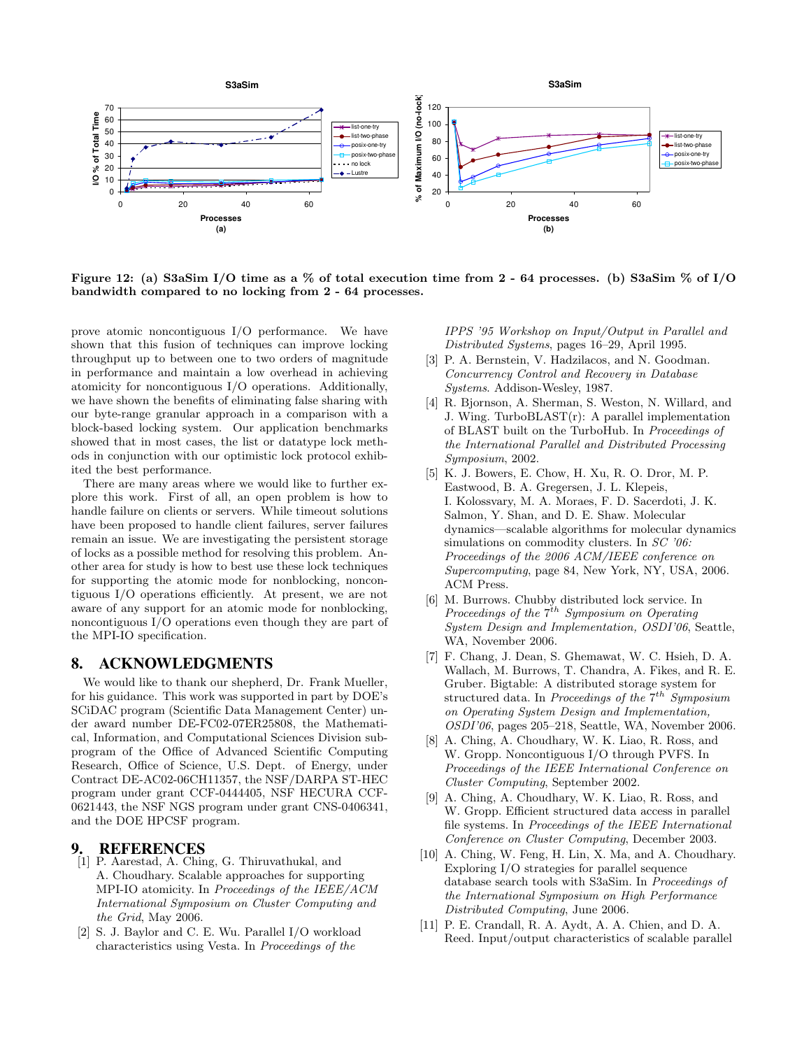Figure 12: (a) S3aSim I/O time as a % of total execution time from 2 - 64 processes. (b) S3aSim % of I/O bandwidth compared to no locking from 2 - 64 processes.

prove atomic noncontiguous I/O performance. We have shown that this fusion of techniques can improve locking throughput up to between one to two orders of magnitude in performance and maintain a low overhead in achieving atomicity for noncontiguous I/O operations. Additionally, we have shown the benefits of eliminating false sharing with our byte-range granular approach in a comparison with a block-based locking system. Our application benchmarks showed that in most cases, the list or datatype lock methods in conjunction with our optimistic lock protocol exhibited the best performance.

There are many areas where we would like to further explore this work. First of all, an open problem is how to handle failure on clients or servers. While timeout solutions have been proposed to handle client failures, server failures remain an issue. We are investigating the persistent storage of locks as a possible method for resolving this problem. Another area for study is how to best use these lock techniques for supporting the atomic mode for nonblocking, noncontiguous I/O operations efficiently. At present, we are not aware of any support for an atomic mode for nonblocking, noncontiguous I/O operations even though they are part of the MPI-IO specification.

## 8. ACKNOWLEDGMENTS

We would like to thank our shepherd, Dr. Frank Mueller, for his guidance. This work was supported in part by DOE's SciDAC program (Scientific Data Management Center) under award number DE-FC02-07ER25808, the Mathematical, Information, and Computational Sciences Division subprogram of the Office of Advanced Scientific Computing Research, Office of Science, U.S. Dept. of Energy, under Contract DE-AC02-06CH11357, the NSF/DARPA ST-HEC program under grant CCF-0444405, NSF HECURA CCF-0621443, the NSF NGS program under grant CNS-0406341, and the DOE HPCSF program.

## 9. REFERENCES

[1] P. Aarestad, A. Ching, G. Thiruvathukal, and A. Choudhary. Scalable approaches for supporting MPI-IO atomicity. In *Proceedings of the IEEE/ACM International Symposium on Cluster Computing and the Grid*, May 2006.

[2] S. J. Baylor and C. E. Wu. Parallel I/O workload characteristics using Vesta. In *Proceedings of the IPPS '95 Workshop on Input/Output in Parallel and Distributed Systems*, pages 16–29, April 1995.

[3] P. A. Bernstein, V. Hadzilacos, and N. Goodman. *Concurrency Control and Recovery in Database Systems*. Addison-Wesley, 1987.

[4] R. Bjornson, A. Sherman, S. Weston, N. Willard, and J. Wing. TurboBLAST(r): A parallel implementation of BLAST built on the TurboHub. In *Proceedings of the International Parallel and Distributed Processing Symposium*, 2002.

[5] K. J. Bowers, E. Chow, H. Xu, R. O. Dror, M. P. Eastwood, B. A. Gregersen, J. L. Klepeis, I. Kolossvary, M. A. Moraes, F. D. Sacerdoti, J. K. Salmon, Y. Shan, and D. E. Shaw. Molecular dynamics—scalable algorithms for molecular dynamics simulations on commodity clusters. In *SC '06: Proceedings of the 2006 ACM/IEEE conference on Supercomputing*, page 84, New York, NY, USA, 2006. ACM Press.

[6] M. Burrows. Chubby distributed lock service. In *Proceedings of the 7th Symposium on Operating System Design and Implementation, OSDI'06*, Seattle, WA, November 2006.

[7] F. Chang, J. Dean, S. Ghemawat, W. C. Hsieh, D. A. Wallach, M. Burrows, T. Chandra, A. Fikes, and R. E. Gruber. Bigtable: A distributed storage system for structured data. In *Proceedings of the 7th Symposium on Operating System Design and Implementation, OSDI'06*, pages 205–218, Seattle, WA, November 2006.

[8] A. Ching, A. Choudhary, W. K. Liao, R. Ross, and W. Gropp. Noncontiguous I/O through PVFS. In *Proceedings of the IEEE International Conference on Cluster Computing*, September 2002.

[9] A. Ching, A. Choudhary, W. K. Liao, R. Ross, and W. Gropp. Efficient structured data access in parallel file systems. In *Proceedings of the IEEE International Conference on Cluster Computing*, December 2003.

[10] A. Ching, W. Feng, H. Lin, X. Ma, and A. Choudhary. Exploring I/O strategies for parallel sequence database search tools with S3aSim. In *Proceedings of the International Symposium on High Performance Distributed Computing*, June 2006.

[11] P. E. Crandall, R. A. Aydt, A. A. Chien, and D. A. Reed. Input/output characteristics of scalable parallel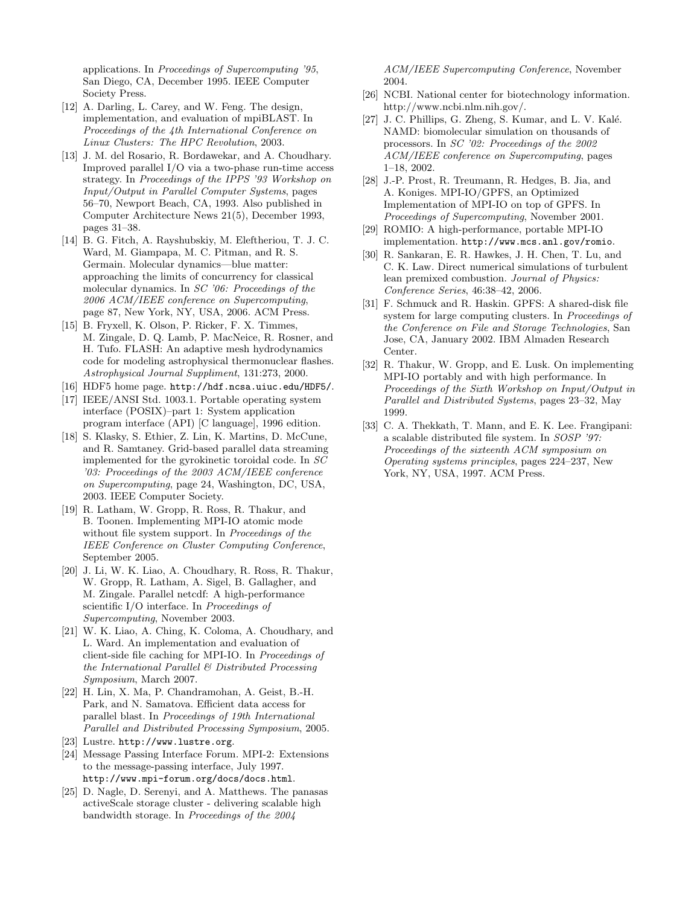applications. In *Proceedings of Supercomputing '95*, San Diego, CA, December 1995. IEEE Computer Society Press.

[12] A. Darling, L. Carey, and W. Feng. The design, implementation, and evaluation of mpiBLAST. In *Proceedings of the 4th International Conference on Linux Clusters: The HPC Revolution*, 2003.

[13] J. M. del Rosario, R. Bordawekar, and A. Choudhary. Improved parallel I/O via a two-phase run-time access strategy. In *Proceedings of the IPPS '93 Workshop on Input/Output in Parallel Computer Systems*, pages 56–70, Newport Beach, CA, 1993. Also published in Computer Architecture News 21(5), December 1993, pages 31–38.

[14] B. G. Fitch, A. Rayshubskiy, M. Eleftheriou, T. J. C. Ward, M. Giampapa, M. C. Pitman, and R. S. Germain. Molecular dynamics—blue matter: approaching the limits of concurrency for classical molecular dynamics. In *SC '06: Proceedings of the 2006 ACM/IEEE conference on Supercomputing*, page 87, New York, NY, USA, 2006. ACM Press.

[15] B. Fryxell, K. Olson, P. Ricker, F. X. Timmes, M. Zingale, D. Q. Lamb, P. MacNeice, R. Rosner, and H. Tufo. FLASH: An adaptive mesh hydrodynamics code for modeling astrophysical thermonuclear flashes. *Astrophysical Journal Suppliment*, 131:273, 2000.

[16] HDF5 home page. `http://hdf.ncsa.uiuc.edu/HDF5/`.

[17] IEEE/ANSI Std. 1003.1. Portable operating system interface (POSIX)–part 1: System application program interface (API) [C language], 1996 edition.

[18] S. Klasky, S. Ethier, Z. Lin, K. Martins, D. McCune, and R. Samtaney. Grid-based parallel data streaming implemented for the gyrokinetic toroidal code. In *SC '03: Proceedings of the 2003 ACM/IEEE conference on Supercomputing*, page 24, Washington, DC, USA, 2003. IEEE Computer Society.

[19] R. Latham, W. Gropp, R. Ross, R. Thakur, and B. Toonen. Implementing MPI-IO atomic mode without file system support. In *Proceedings of the IEEE Conference on Cluster Computing Conference*, September 2005.

[20] J. Li, W. K. Liao, A. Choudhary, R. Ross, R. Thakur, W. Gropp, R. Latham, A. Sigel, B. Gallagher, and M. Zingale. Parallel netcdf: A high-performance scientific I/O interface. In *Proceedings of Supercomputing*, November 2003.

[21] W. K. Liao, A. Ching, K. Coloma, A. Choudhary, and L. Ward. An implementation and evaluation of client-side file caching for MPI-IO. In *Proceedings of the International Parallel & Distributed Processing Symposium*, March 2007.

[22] H. Lin, X. Ma, P. Chandramohan, A. Geist, B.-H. Park, and N. Samatova. Efficient data access for parallel blast. In *Proceedings of 19th International Parallel and Distributed Processing Symposium*, 2005.

[23] Lustre. `http://www.lustre.org`.

[24] Message Passing Interface Forum. MPI-2: Extensions to the message-passing interface, July 1997. `http://www.mpi-forum.org/docs/docs.html`.

[25] D. Nagle, D. Serenyi, and A. Matthews. The panasas activeScale storage cluster - delivering scalable high bandwidth storage. In *Proceedings of the 2004 ACM/IEEE Supercomputing Conference*, November 2004.

[26] NCBI. National center for biotechnology information. http://www.ncbi.nlm.nih.gov/.

[27] J. C. Phillips, G. Zheng, S. Kumar, and L. V. Kalé. NAMD: biomolecular simulation on thousands of processors. In *SC '02: Proceedings of the 2002 ACM/IEEE conference on Supercomputing*, pages 1–18, 2002.

[28] J.-P. Prost, R. Treumann, R. Hedges, B. Jia, and A. Koniges. MPI-IO/GPFS, an Optimized Implementation of MPI-IO on top of GPFS. In *Proceedings of Supercomputing*, November 2001.

[29] ROMIO: A high-performance, portable MPI-IO implementation. `http://www.mcs.anl.gov/romio`.

[30] R. Sankaran, E. R. Hawkes, J. H. Chen, T. Lu, and C. K. Law. Direct numerical simulations of turbulent lean premixed combustion. *Journal of Physics: Conference Series*, 46:38–42, 2006.

[31] F. Schmuck and R. Haskin. GPFS: A shared-disk file system for large computing clusters. In *Proceedings of the Conference on File and Storage Technologies*, San Jose, CA, January 2002. IBM Almaden Research Center.

[32] R. Thakur, W. Gropp, and E. Lusk. On implementing MPI-IO portably and with high performance. In *Proceedings of the Sixth Workshop on Input/Output in Parallel and Distributed Systems*, pages 23–32, May 1999.

[33] C. A. Thekkath, T. Mann, and E. K. Lee. Frangipani: a scalable distributed file system. In *SOSP '97: Proceedings of the sixteenth ACM symposium on Operating systems principles*, pages 224–237, New York, NY, USA, 1997. ACM Press.